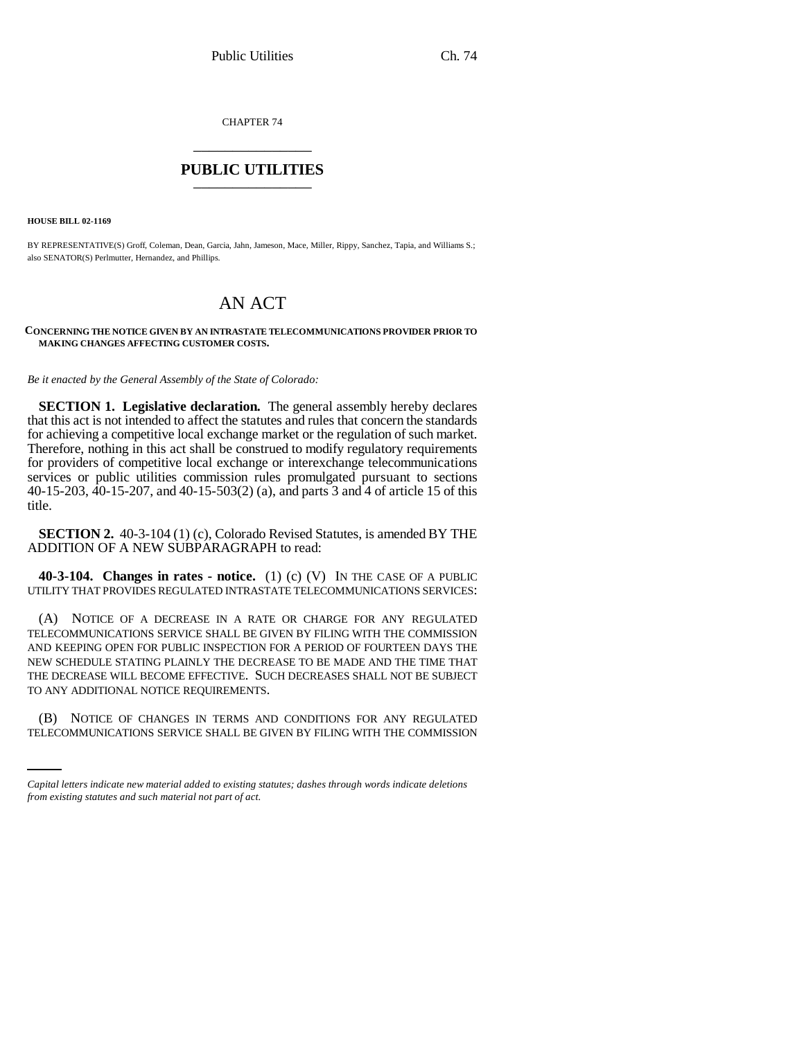CHAPTER 74

# PUBLIC UTILITIES

**HOUSE BILL 02-1169**

BY REPRESENTATIVE(S) Groff, Coleman, Dean, Garcia, Jahn, Jameson, Mace, Miller, Rippy, Sanchez, Tapia, and Williams S.; also SENATOR(S) Perlmutter, Hernandez, and Phillips.

# AN ACT

**CONCERNING THE NOTICE GIVEN BY AN INTRASTATE TELECOMMUNICATIONS PROVIDER PRIOR TO MAKING CHANGES AFFECTING CUSTOMER COSTS.**

*Be it enacted by the General Assembly of the State of Colorado:*

**SECTION 1. Legislative declaration.** The general assembly hereby declares that this act is not intended to affect the statutes and rules that concern the standards for achieving a competitive local exchange market or the regulation of such market. Therefore, nothing in this act shall be construed to modify regulatory requirements for providers of competitive local exchange or interexchange telecommunications services or public utilities commission rules promulgated pursuant to sections 40-15-203, 40-15-207, and 40-15-503(2) (a), and parts 3 and 4 of article 15 of this title.

**SECTION 2.** 40-3-104 (1) (c), Colorado Revised Statutes, is amended BY THE ADDITION OF A NEW SUBPARAGRAPH to read:

**40-3-104. Changes in rates - notice.** (1) (c) (V) IN THE CASE OF A PUBLIC UTILITY THAT PROVIDES REGULATED INTRASTATE TELECOMMUNICATIONS SERVICES:

(A) NOTICE OF A DECREASE IN A RATE OR CHARGE FOR ANY REGULATED TELECOMMUNICATIONS SERVICE SHALL BE GIVEN BY FILING WITH THE COMMISSION AND KEEPING OPEN FOR PUBLIC INSPECTION FOR A PERIOD OF FOURTEEN DAYS THE NEW SCHEDULE STATING PLAINLY THE DECREASE TO BE MADE AND THE TIME THAT THE DECREASE WILL BECOME EFFECTIVE. SUCH DECREASES SHALL NOT BE SUBJECT TO ANY ADDITIONAL NOTICE REQUIREMENTS.

(B) NOTICE OF CHANGES IN TERMS AND CONDITIONS FOR ANY REGULATED TELECOMMUNICATIONS SERVICE SHALL BE GIVEN BY FILING WITH THE COMMISSION

*Capital letters indicate new material added to existing statutes; dashes through words indicate deletions from existing statutes and such material not part of act.*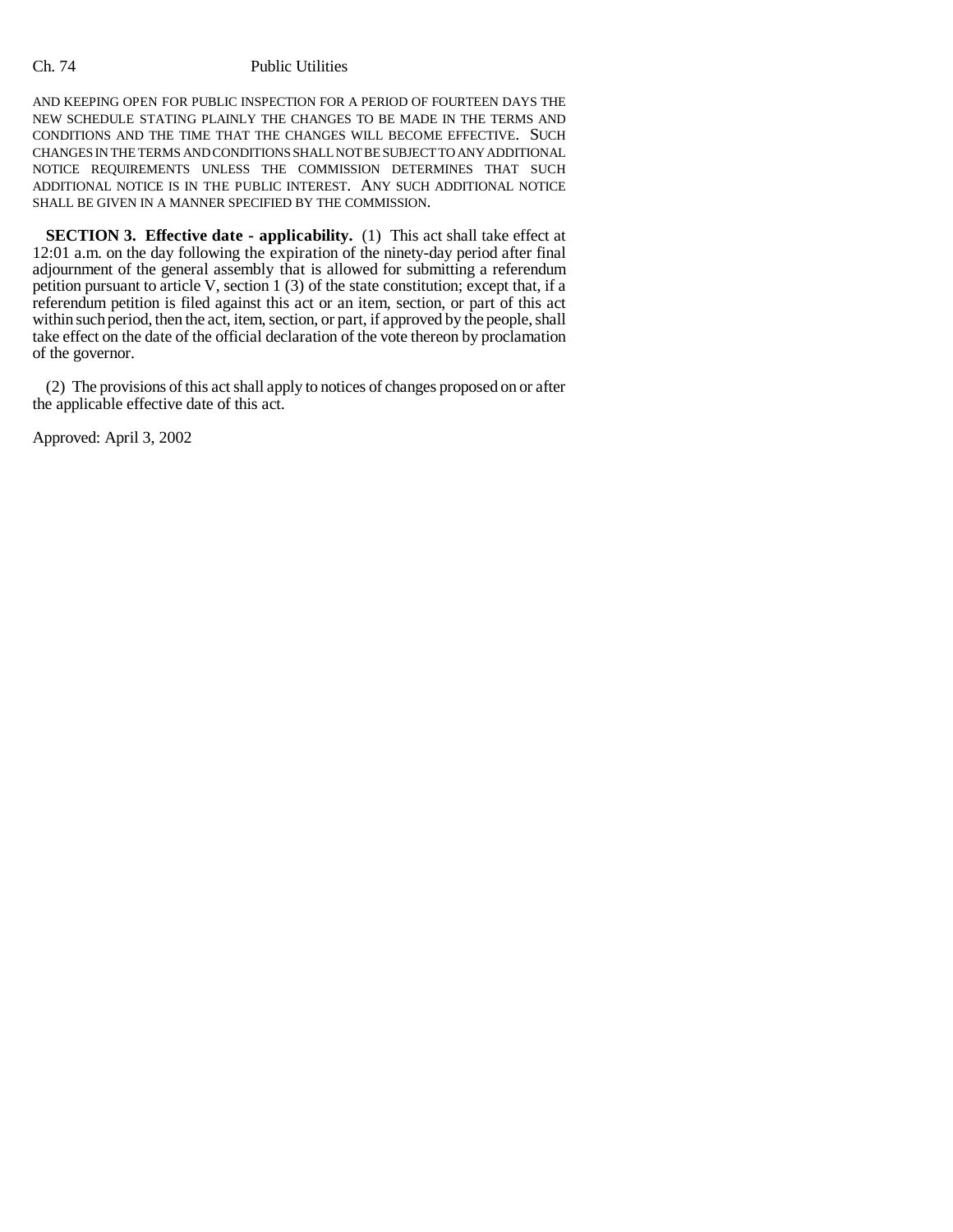AND KEEPING OPEN FOR PUBLIC INSPECTION FOR A PERIOD OF FOURTEEN DAYS THE NEW SCHEDULE STATING PLAINLY THE CHANGES TO BE MADE IN THE TERMS AND CONDITIONS AND THE TIME THAT THE CHANGES WILL BECOME EFFECTIVE. SUCH CHANGES IN THE TERMS AND CONDITIONS SHALL NOT BE SUBJECT TO ANY ADDITIONAL NOTICE REQUIREMENTS UNLESS THE COMMISSION DETERMINES THAT SUCH ADDITIONAL NOTICE IS IN THE PUBLIC INTEREST. ANY SUCH ADDITIONAL NOTICE SHALL BE GIVEN IN A MANNER SPECIFIED BY THE COMMISSION.

**SECTION 3. Effective date - applicability.** (1) This act shall take effect at 12:01 a.m. on the day following the expiration of the ninety-day period after final adjournment of the general assembly that is allowed for submitting a referendum petition pursuant to article V, section 1 (3) of the state constitution; except that, if a referendum petition is filed against this act or an item, section, or part of this act within such period, then the act, item, section, or part, if approved by the people, shall take effect on the date of the official declaration of the vote thereon by proclamation of the governor.

(2) The provisions of this act shall apply to notices of changes proposed on or after the applicable effective date of this act.

Approved: April 3, 2002